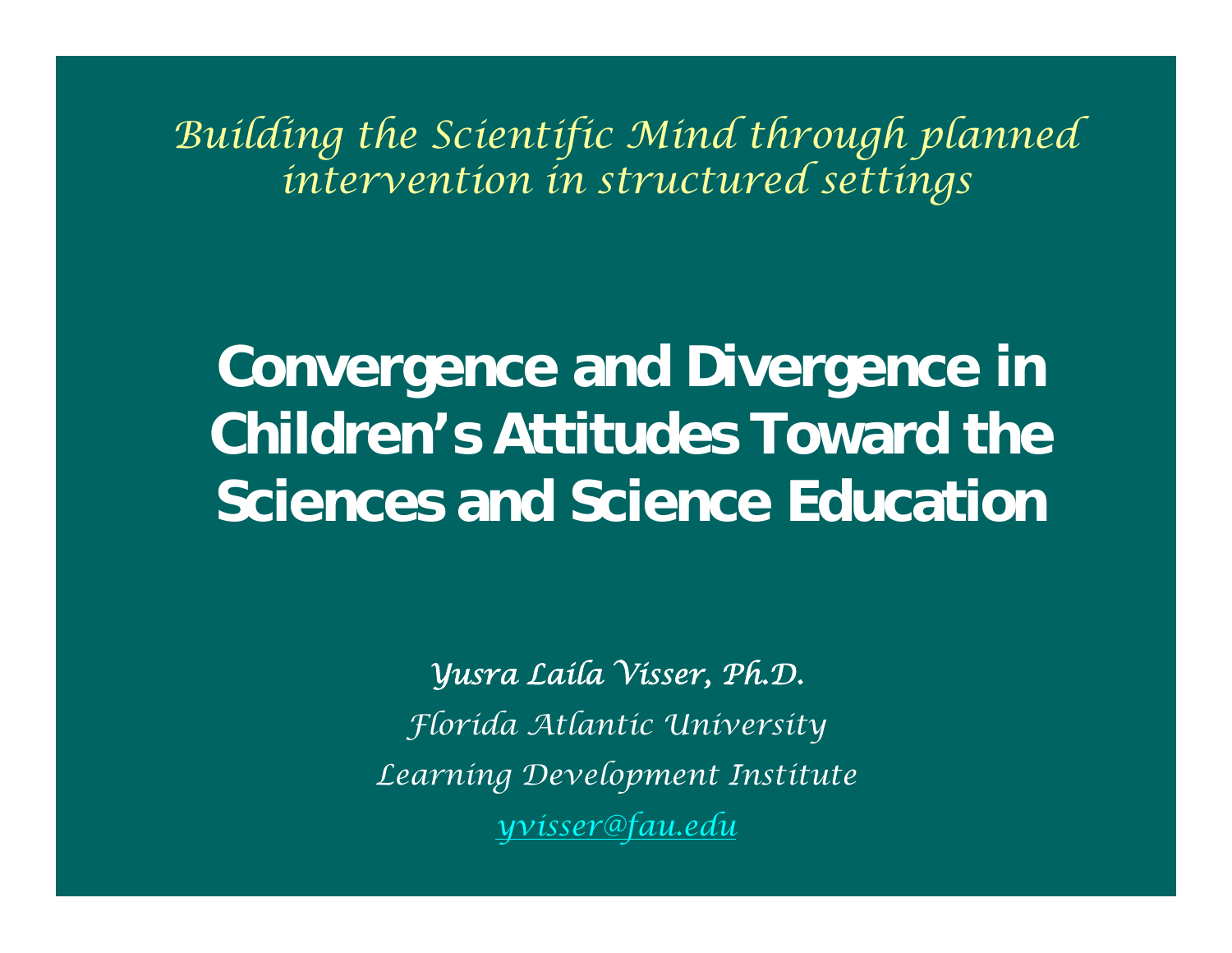*Building the Scientific Mind through planned intervention in structured settings*

# Convergence and Divergence in Children's Attitudes Toward the Sciences and Science Education

*Yusra Laila Visser, Ph.D.*

*Florida Atlantic University*

*Learning Development Institute*

*yvisser@fau.edu*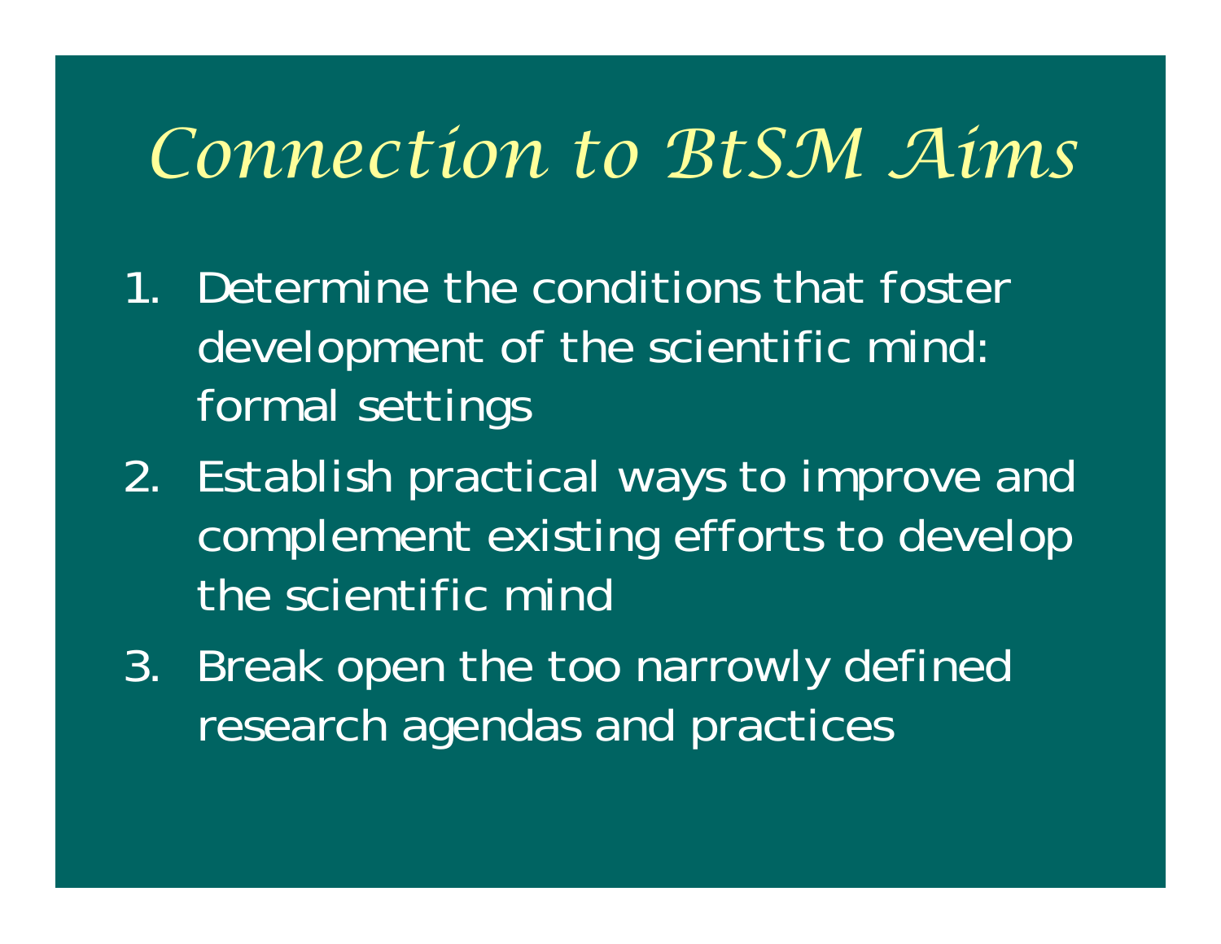# *Connection to BtSM Aims*

1. Determine the conditions that foster development of the scientific mind: formal settings
2. Establish practical ways to improve and complement existing efforts to develop the scientific mind
3. Break open the too narrowly defined research agendas and practices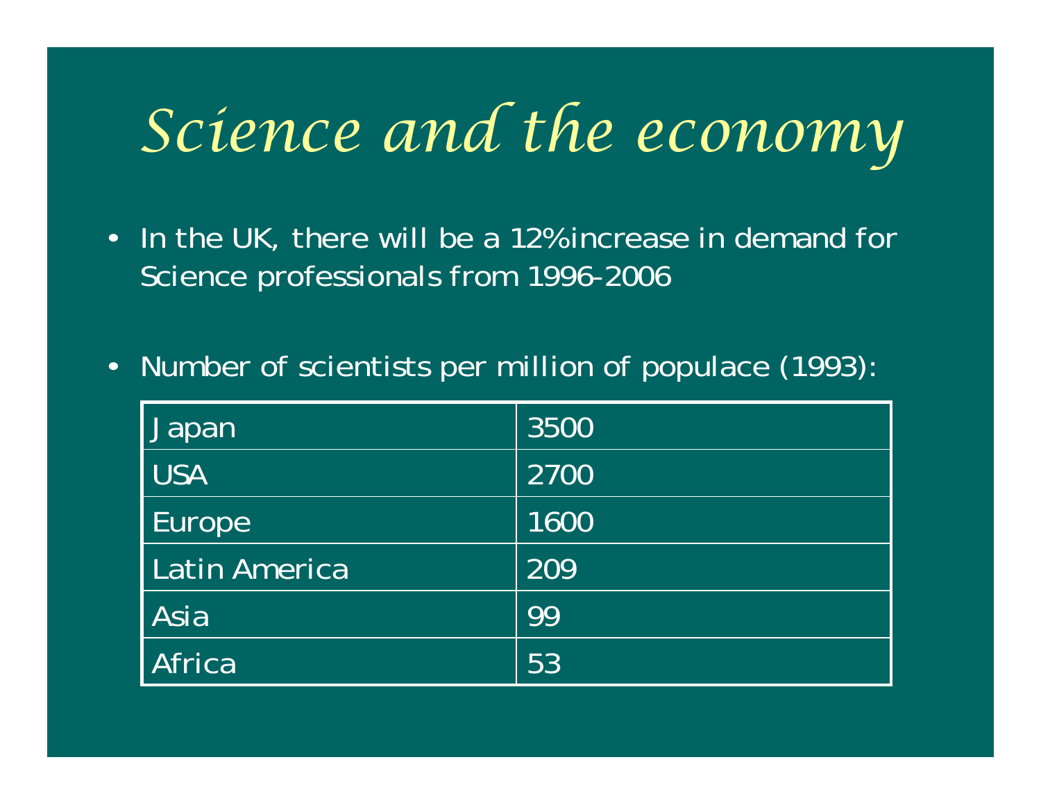# *Science and the economy*

- In the UK, there will be a 12% increase in demand for Science professionals from 1996-2006
- Number of scientists per million of populace (1993):

| | |
|---|---|
| Japan | 3500 |
| USA | 2700 |
| Europe | 1600 |
| Latin America | 209 |
| Asia | 99 |
| Africa | 53 |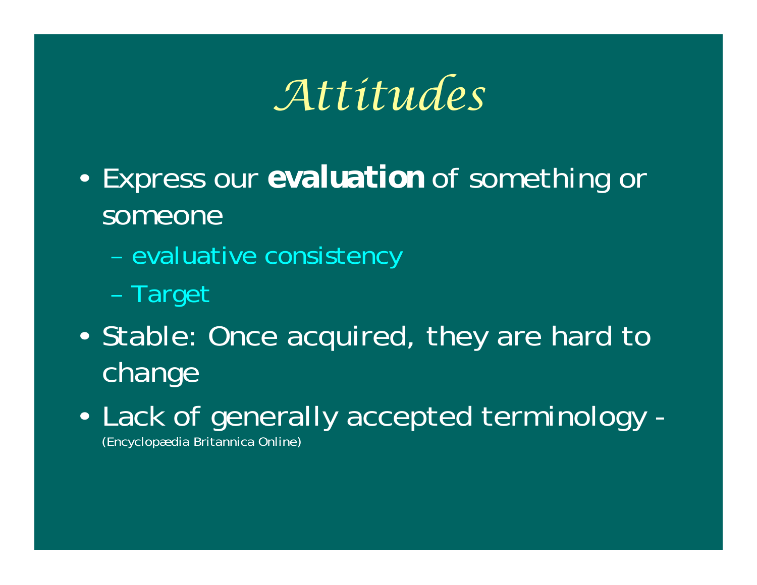# *Attitudes*

- Express our **evaluation** of something or someone
  - evaluative consistency
  - Target
- Stable: Once acquired, they are hard to change
- Lack of generally accepted terminology - (Encyclopædia Britannica Online)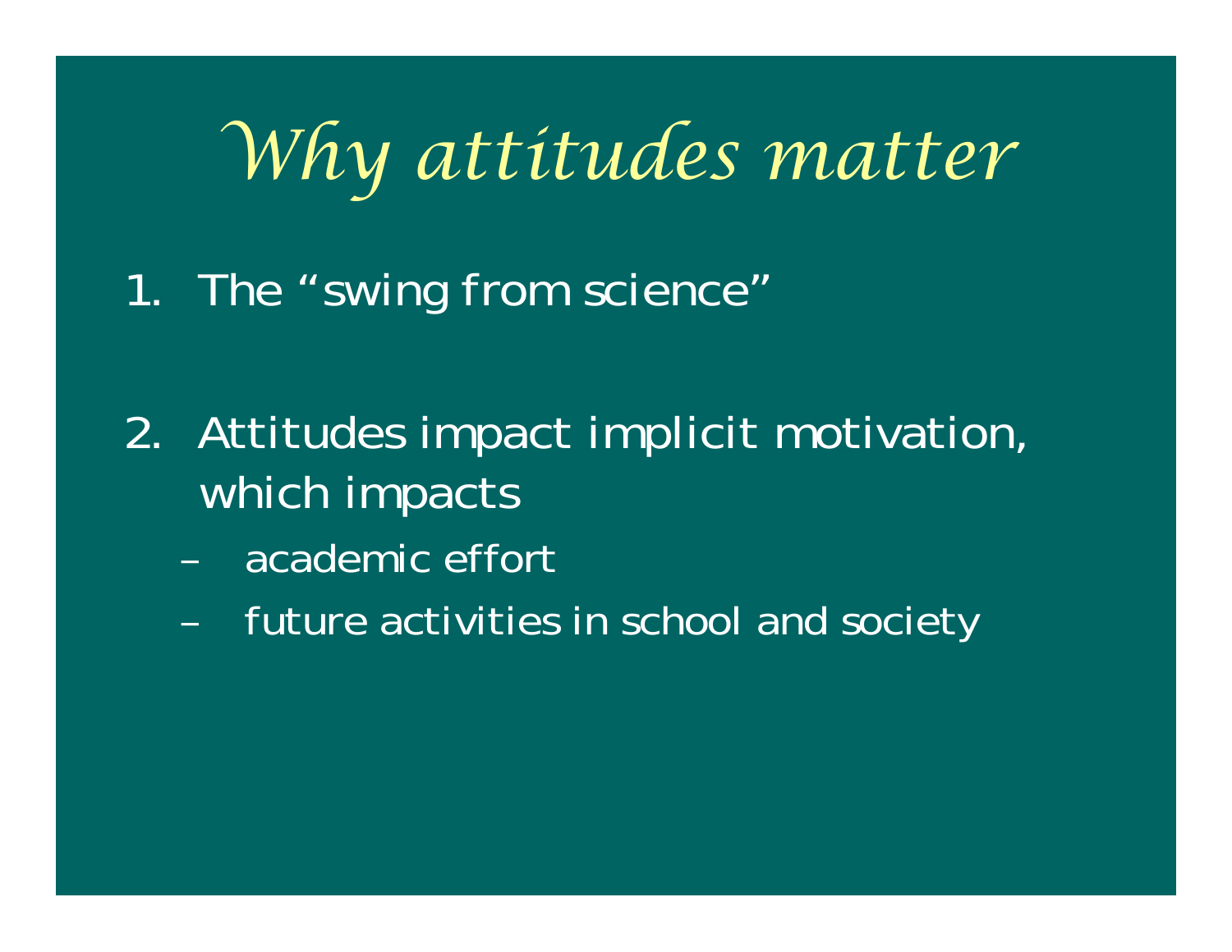# Why attitudes matter

1. The "swing from science"

2. Attitudes impact implicit motivation, which impacts
   - academic effort
   - future activities in school and society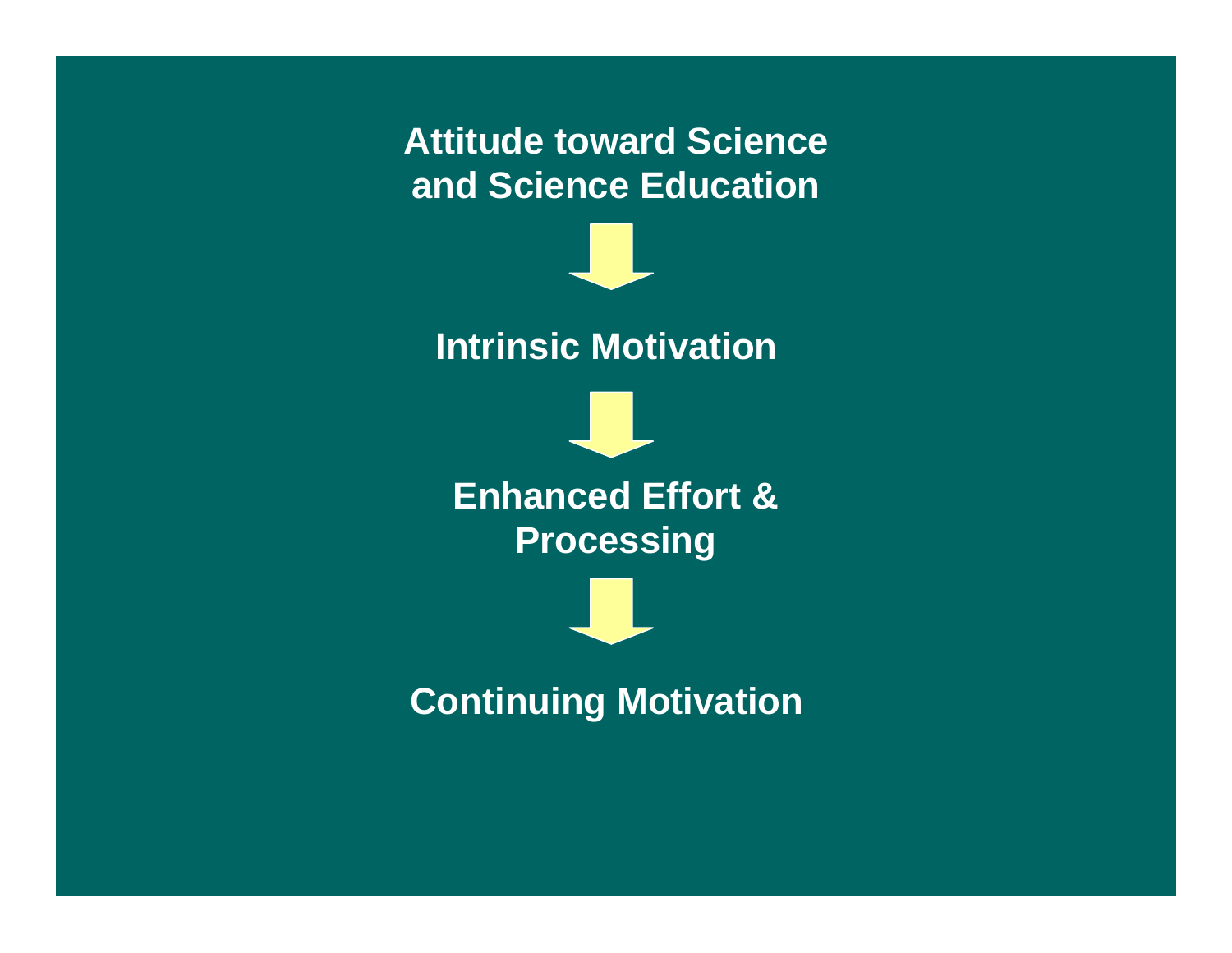**Attitude toward Science and Science Education**

↓

**Intrinsic Motivation**

↓

**Enhanced Effort & Processing**

↓

**Continuing Motivation**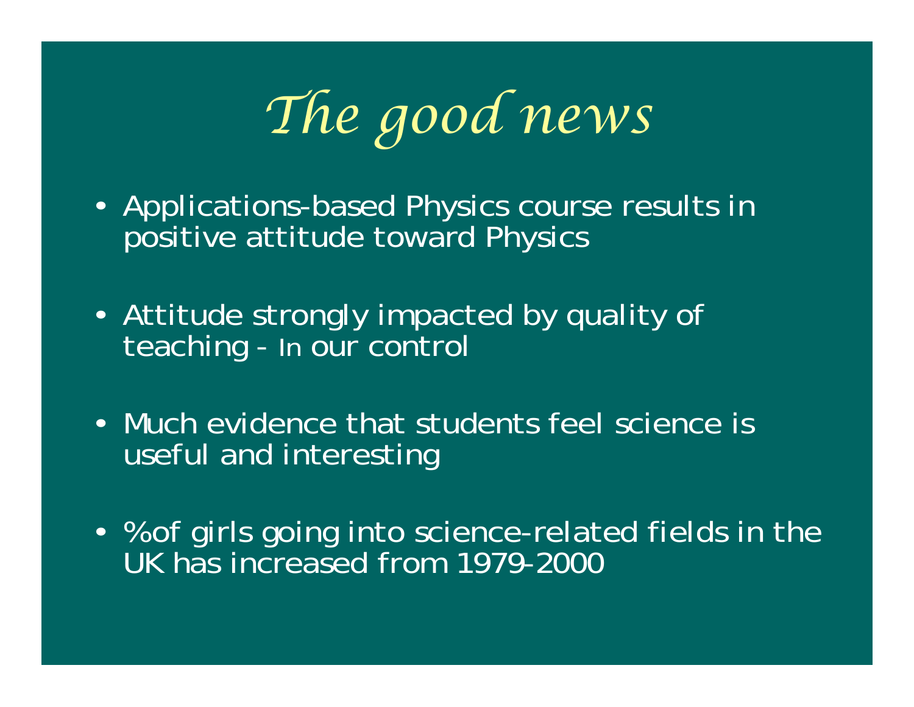# The good news

- Applications-based Physics course results in positive attitude toward Physics

- Attitude strongly impacted by quality of teaching - In our control

- Much evidence that students feel science is useful and interesting

- %of girls going into science-related fields in the UK has increased from 1979-2000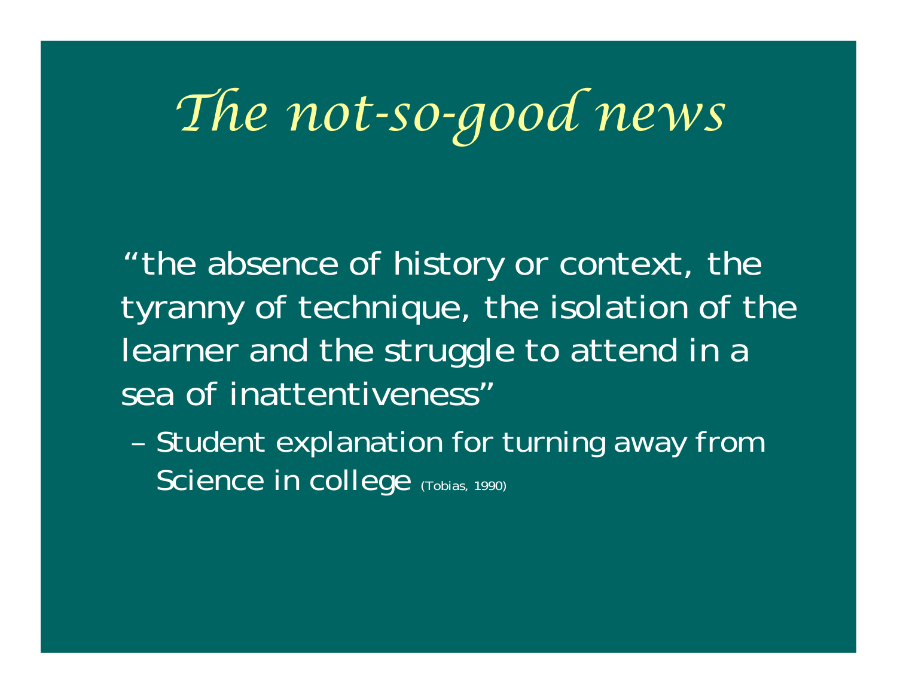# *The not-so-good news*

"the absence of history or context, the tyranny of technique, the isolation of the learner and the struggle to attend in a sea of inattentiveness"

– Student explanation for turning away from Science in college (Tobias, 1990)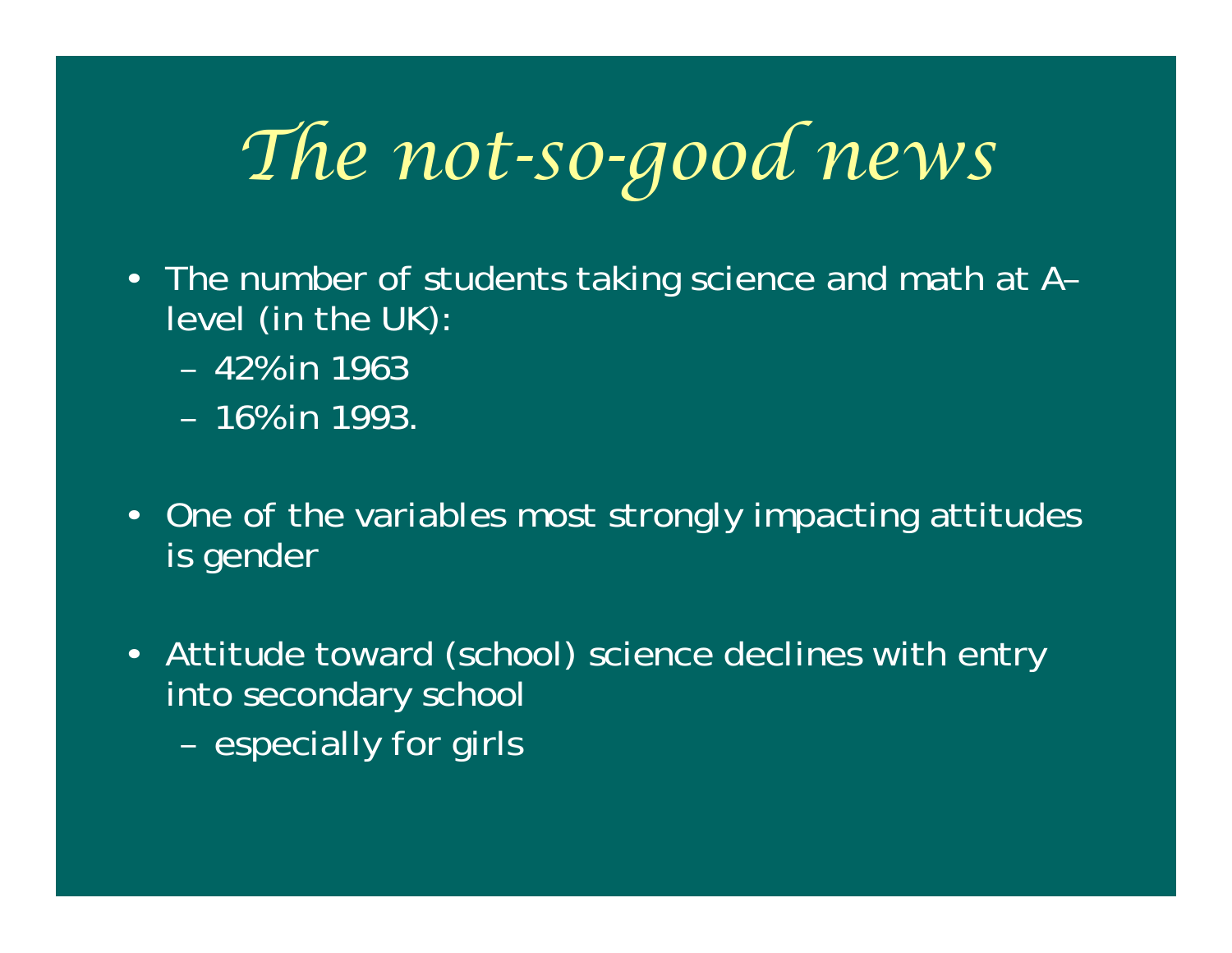# The not-so-good news

- The number of students taking science and math at A–level (in the UK):
  - 42% in 1963
  - 16% in 1993.
- One of the variables most strongly impacting attitudes is gender
- Attitude toward (school) science declines with entry into secondary school
  - especially for girls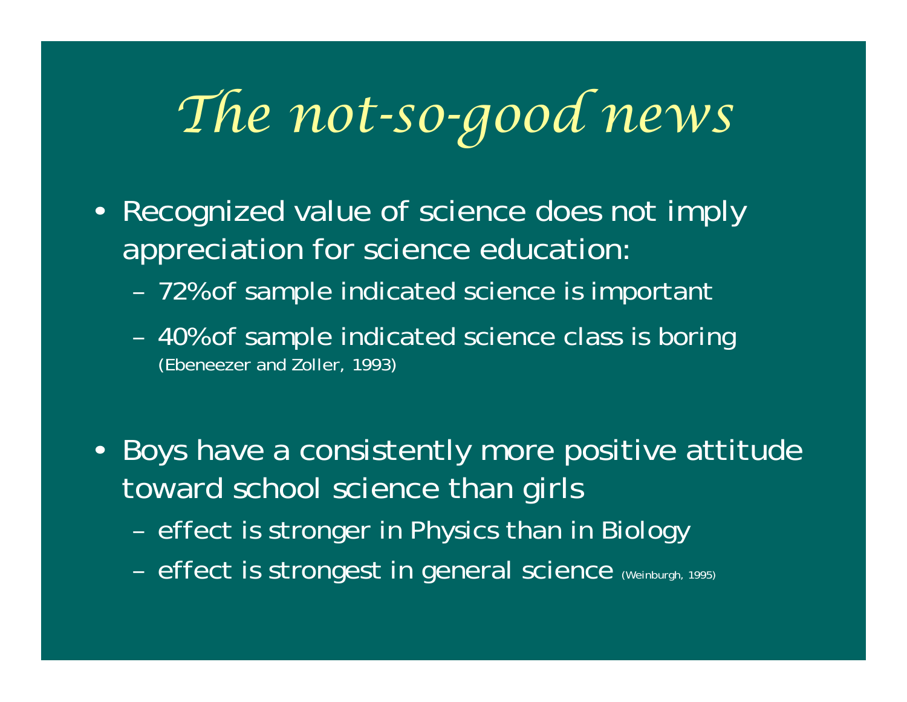# *The not-so-good news*

- Recognized value of science does not imply appreciation for science education:
  - 72%of sample indicated science is important
  - 40%of sample indicated science class is boring (Ebeneezer and Zoller, 1993)

- Boys have a consistently more positive attitude toward school science than girls
  - effect is stronger in Physics than in Biology
  - effect is strongest in general science (Weinburgh, 1995)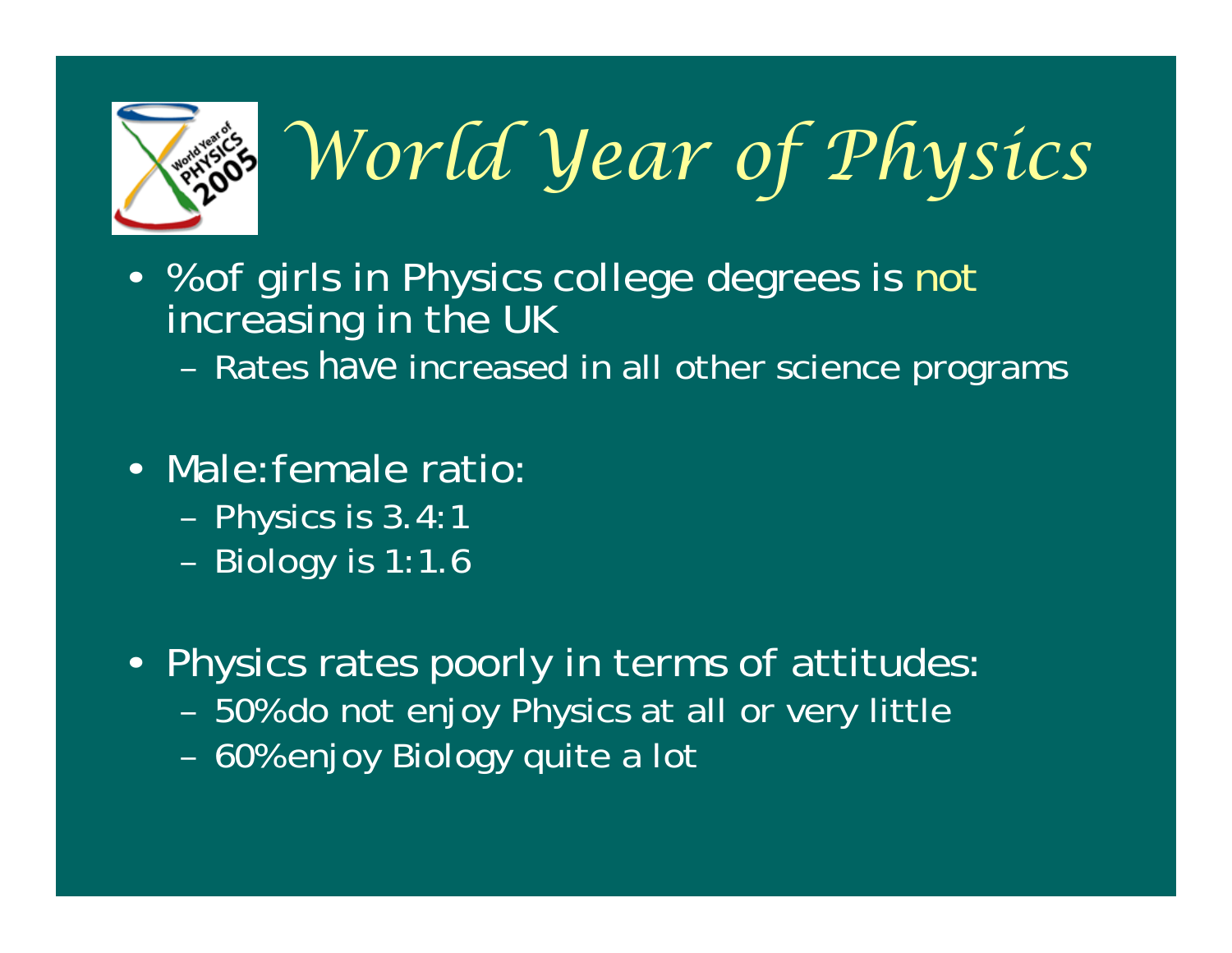# World Year of Physics

- % of girls in Physics college degrees is not increasing in the UK
  - Rates have increased in all other science programs
- Male:female ratio:
  - Physics is 3.4:1
  - Biology is 1:1.6
- Physics rates poorly in terms of attitudes:
  - 50% do not enjoy Physics at all or very little
  - 60% enjoy Biology quite a lot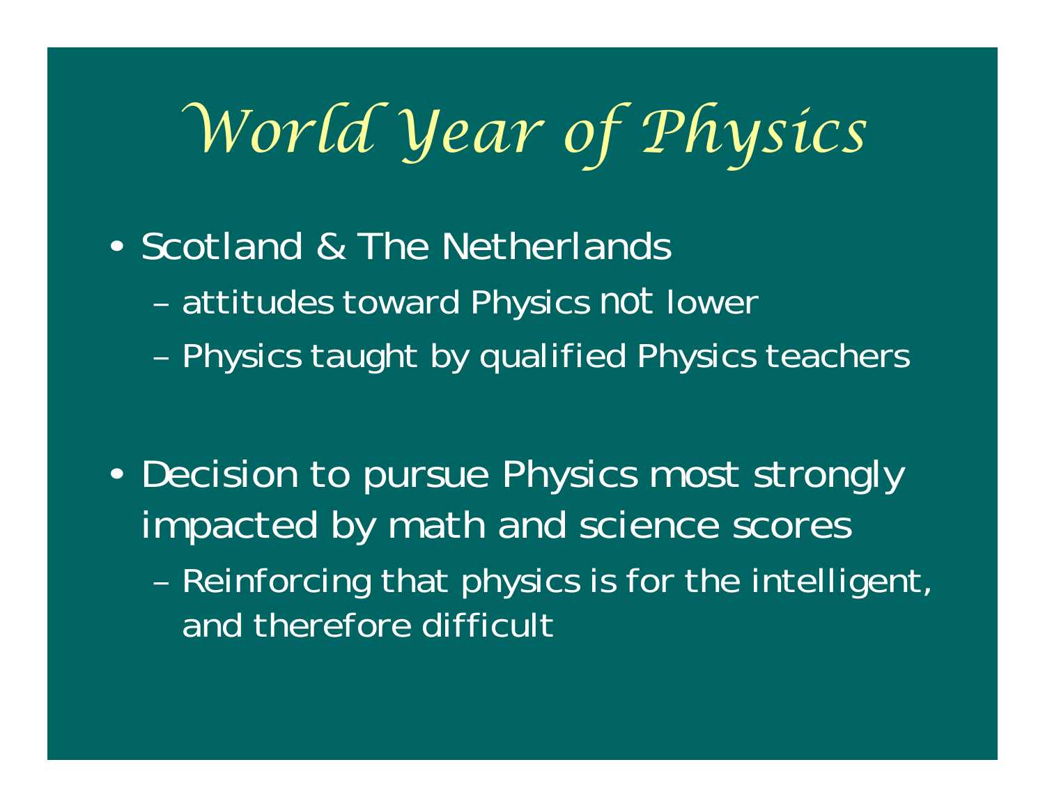# World Year of Physics

- Scotland & The Netherlands
  - attitudes toward Physics not lower
  - Physics taught by qualified Physics teachers

- Decision to pursue Physics most strongly impacted by math and science scores
  - Reinforcing that physics is for the intelligent, and therefore difficult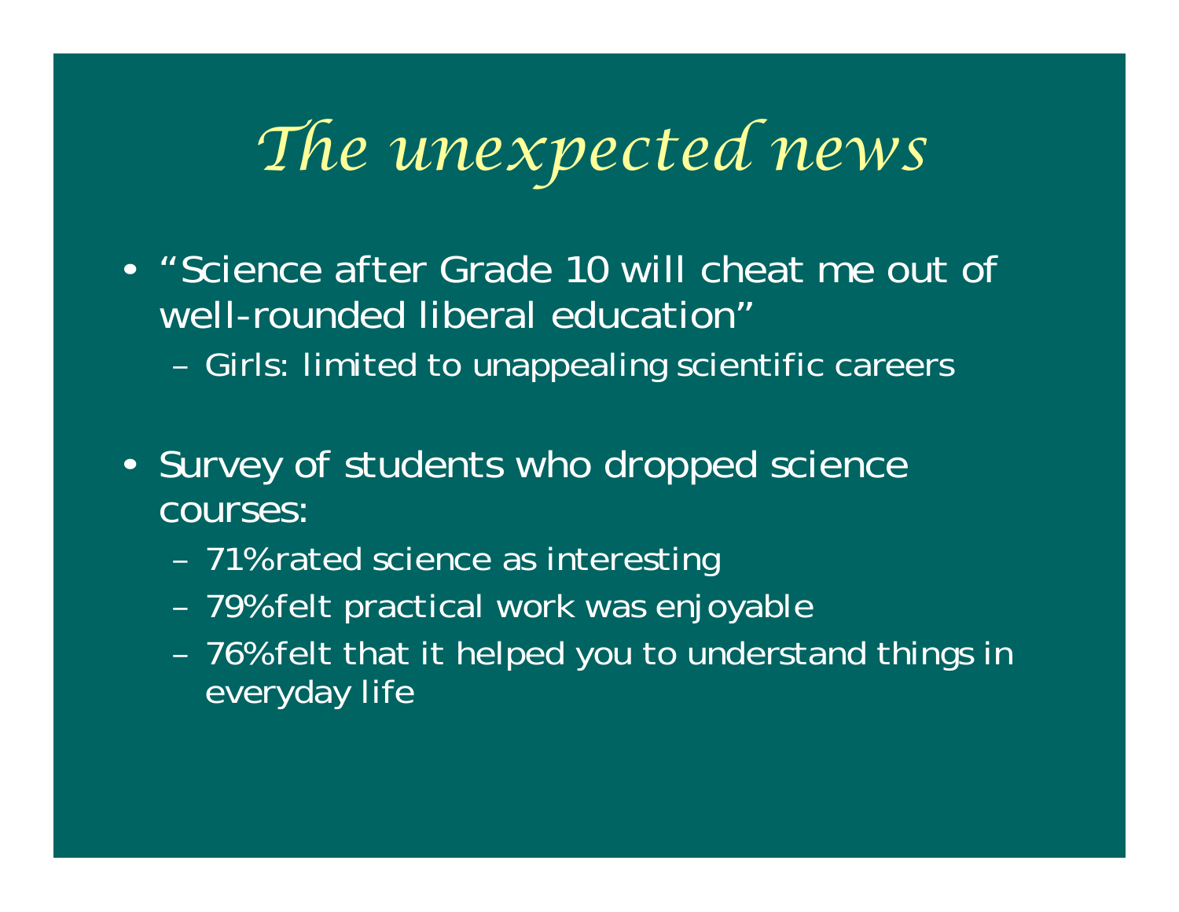# *The unexpected news*

- "Science after Grade 10 will cheat me out of well-rounded liberal education"
  - Girls: limited to unappealing scientific careers

- Survey of students who dropped science courses:
  - 71% rated science as interesting
  - 79% felt practical work was enjoyable
  - 76% felt that it helped you to understand things in everyday life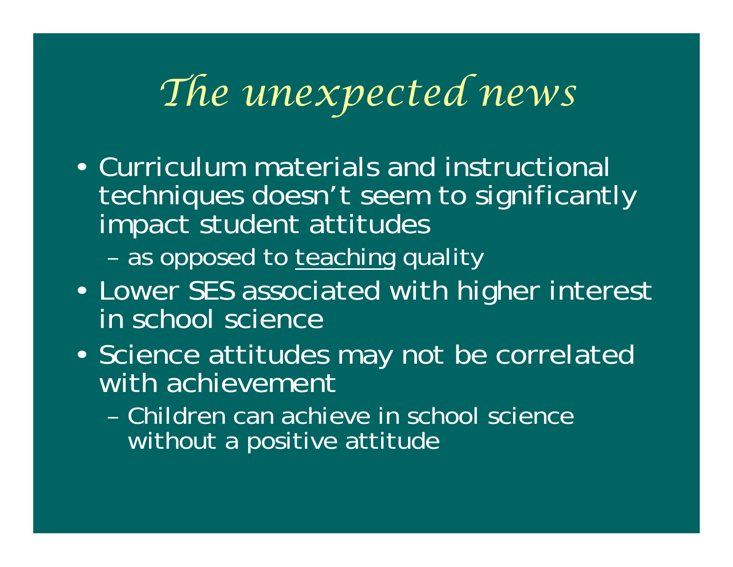# *The unexpected news*

- Curriculum materials and instructional techniques doesn't seem to significantly impact student attitudes
  - as opposed to <u>teaching</u> quality
- Lower SES associated with higher interest in school science
- Science attitudes may not be correlated with achievement
  - Children can achieve in school science without a positive attitude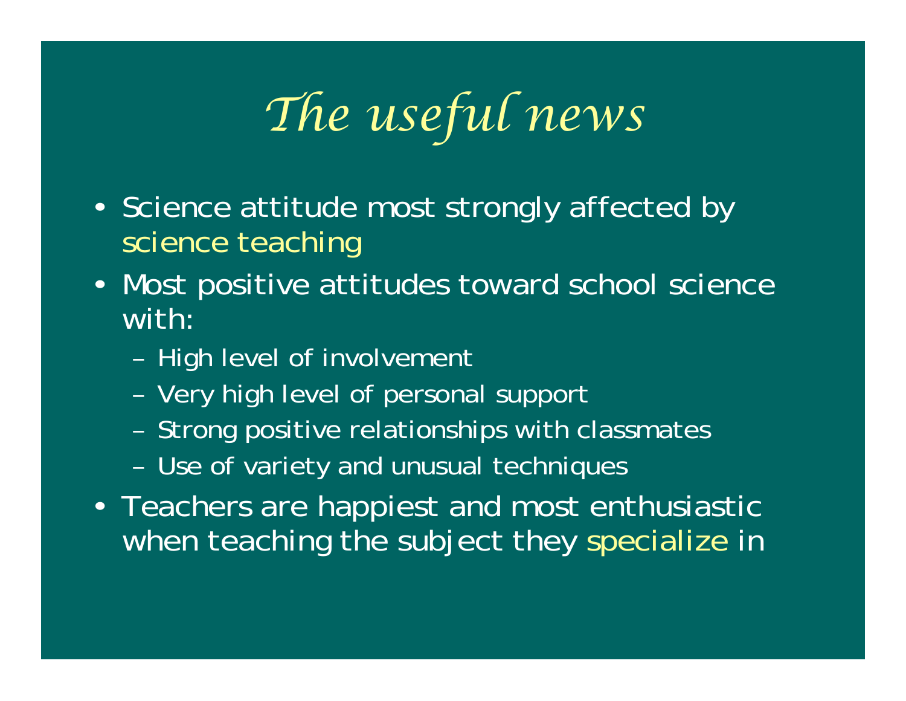# *The useful news*

- Science attitude most strongly affected by science teaching
- Most positive attitudes toward school science with:
  - High level of involvement
  - Very high level of personal support
  - Strong positive relationships with classmates
  - Use of variety and unusual techniques
- Teachers are happiest and most enthusiastic when teaching the subject they specialize in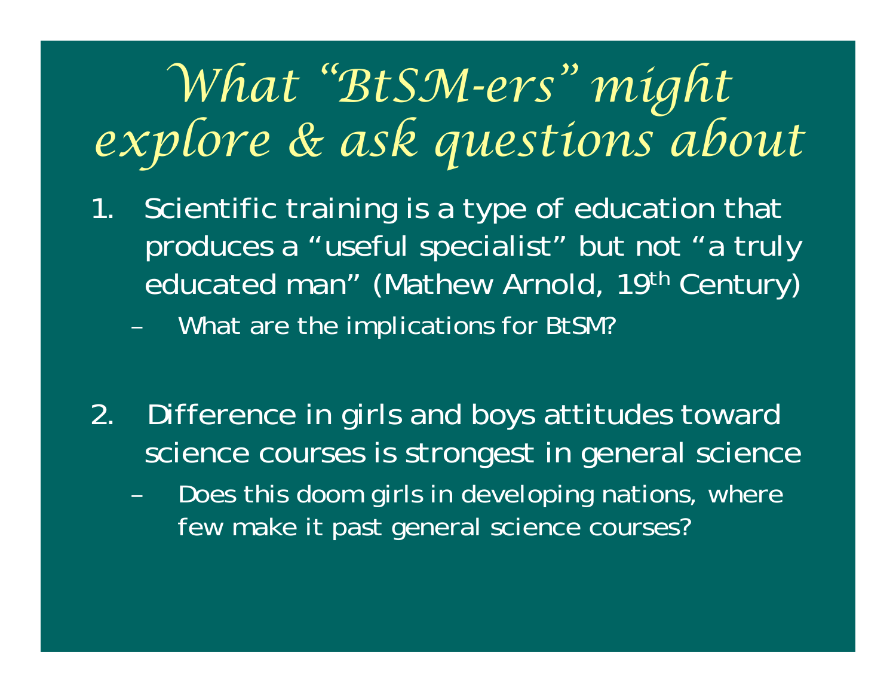# *What "BtSM-ers" might explore & ask questions about*

1. Scientific training is a type of education that produces a "useful specialist" but not "a truly educated man" (Mathew Arnold, 19th Century)
   - What are the implications for BtSM?

2. Difference in girls and boys attitudes toward science courses is strongest in general science
   - Does this doom girls in developing nations, where few make it past general science courses?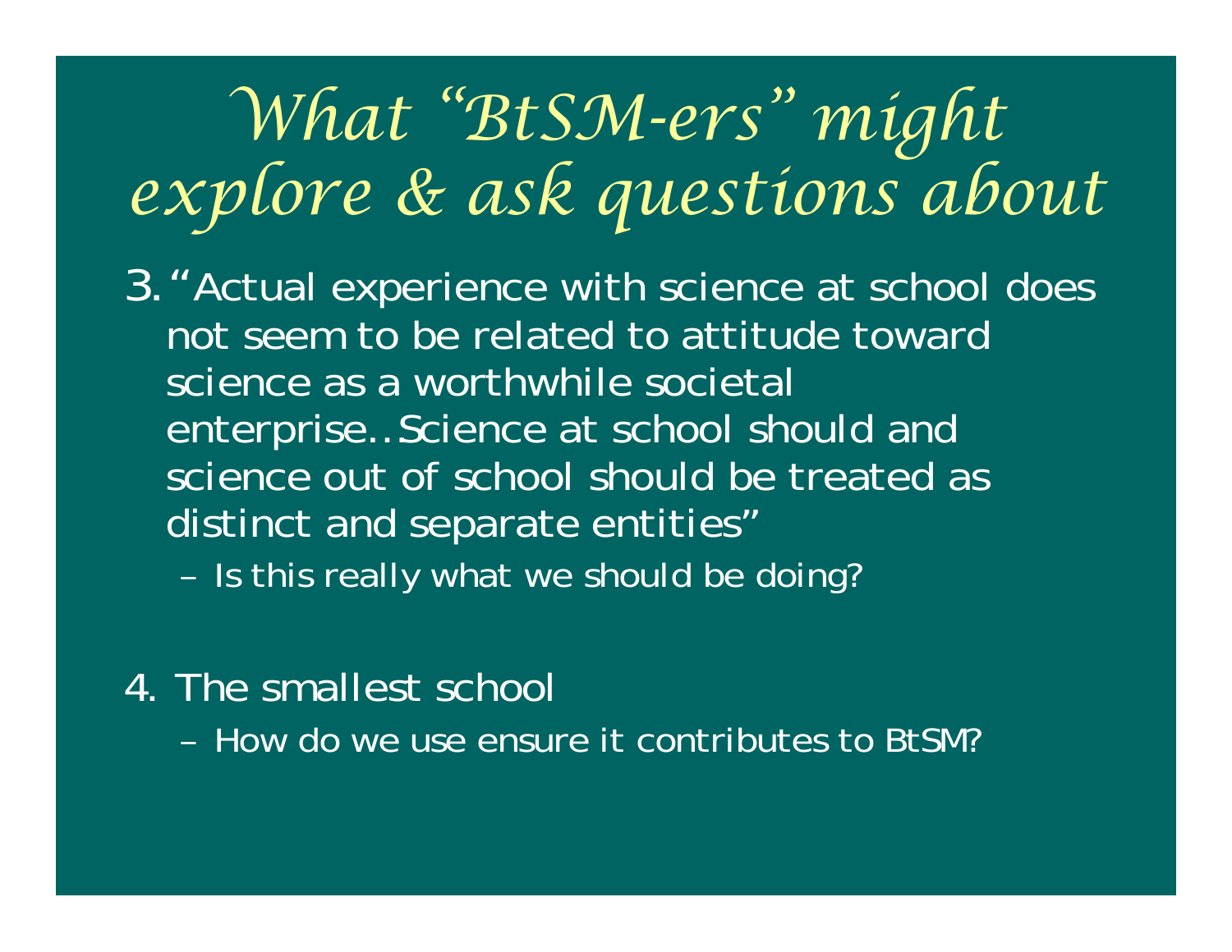# What "BtSM-ers" might explore & ask questions about

3. "Actual experience with science at school does not seem to be related to attitude toward science as a worthwhile societal enterprise..Science at school should and science out of school should be treated as distinct and separate entities"
   - Is this really what we should be doing?

4. The smallest school
   - How do we use ensure it contributes to BtSM?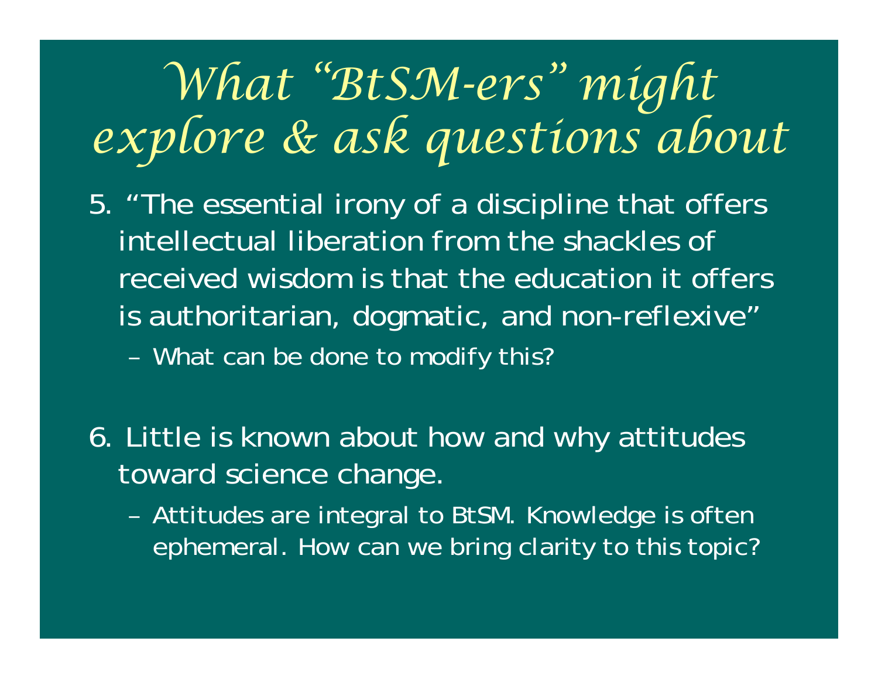# *What "BtSM-ers" might explore & ask questions about*

5. "The essential irony of a discipline that offers intellectual liberation from the shackles of received wisdom is that the education it offers is authoritarian, dogmatic, and non-reflexive"
   - What can be done to modify this?

6. Little is known about how and why attitudes toward science change.
   - Attitudes are integral to BtSM. Knowledge is often ephemeral. How can we bring clarity to this topic?